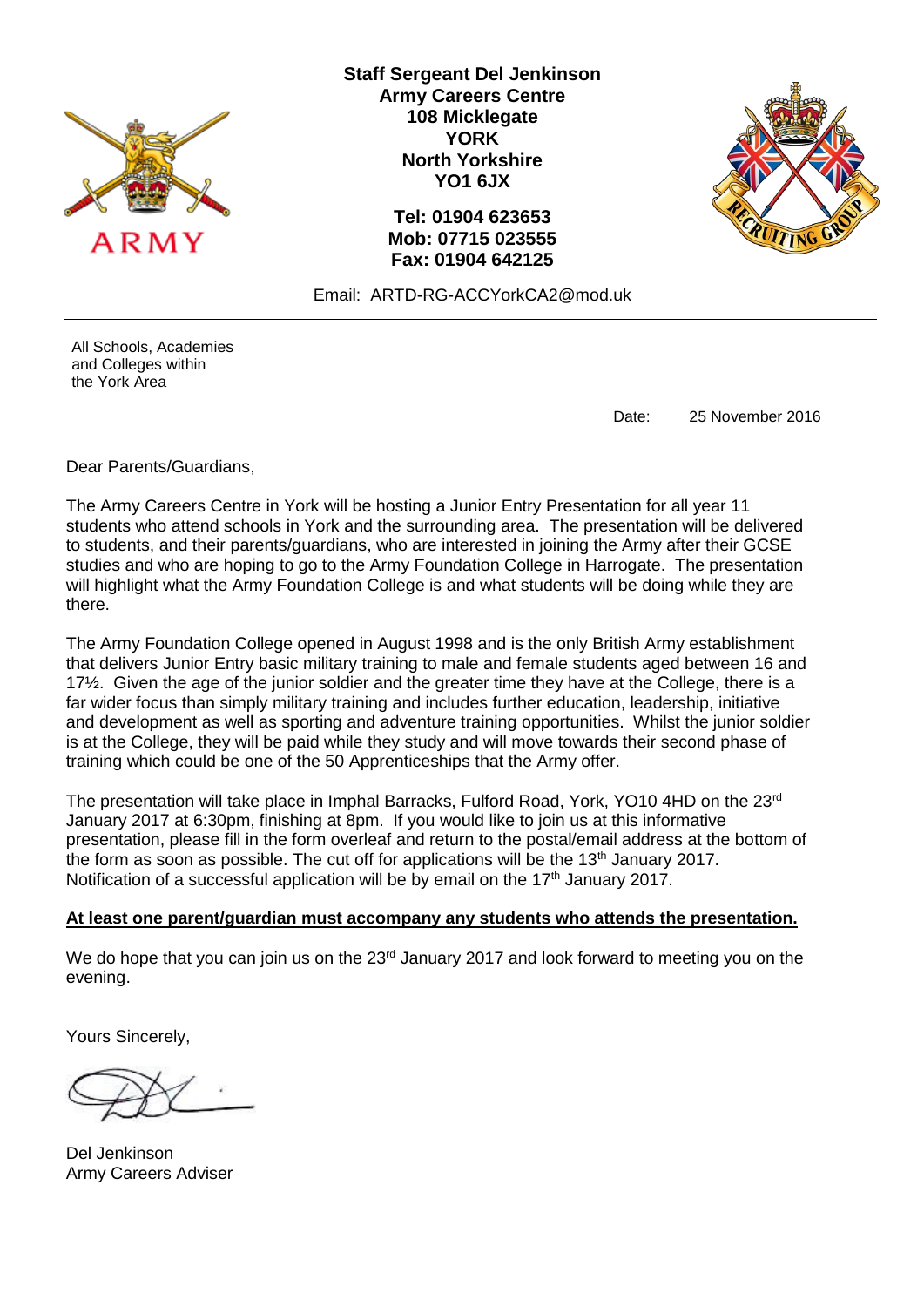**Staff Sergeant Del Jenkinson**
**Army Careers Centre**
**108 Micklegate**
**YORK**
**North Yorkshire**
**YO1 6JX**

**Tel: 01904 623653**
**Mob: 07715 023555**
**Fax: 01904 642125**

Email: ARTD-RG-ACCYorkCA2@mod.uk

All Schools, Academies
and Colleges within
the York Area

Date: 25 November 2016

Dear Parents/Guardians,

The Army Careers Centre in York will be hosting a Junior Entry Presentation for all year 11 students who attend schools in York and the surrounding area. The presentation will be delivered to students, and their parents/guardians, who are interested in joining the Army after their GCSE studies and who are hoping to go to the Army Foundation College in Harrogate. The presentation will highlight what the Army Foundation College is and what students will be doing while they are there.

The Army Foundation College opened in August 1998 and is the only British Army establishment that delivers Junior Entry basic military training to male and female students aged between 16 and 17½. Given the age of the junior soldier and the greater time they have at the College, there is a far wider focus than simply military training and includes further education, leadership, initiative and development as well as sporting and adventure training opportunities. Whilst the junior soldier is at the College, they will be paid while they study and will move towards their second phase of training which could be one of the 50 Apprenticeships that the Army offer.

The presentation will take place in Imphal Barracks, Fulford Road, York, YO10 4HD on the 23rd January 2017 at 6:30pm, finishing at 8pm. If you would like to join us at this informative presentation, please fill in the form overleaf and return to the postal/email address at the bottom of the form as soon as possible. The cut off for applications will be the 13th January 2017. Notification of a successful application will be by email on the 17th January 2017.

**At least one parent/guardian must accompany any students who attends the presentation.**

We do hope that you can join us on the 23rd January 2017 and look forward to meeting you on the evening.

Yours Sincerely,

Del Jenkinson
Army Careers Adviser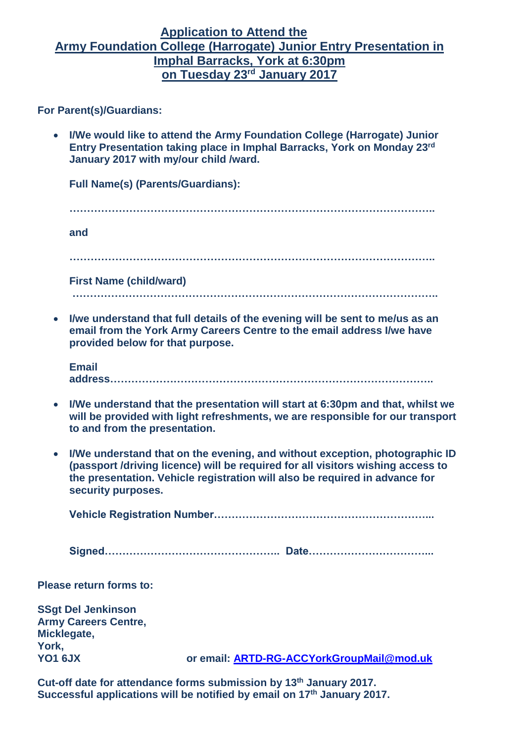# Application to Attend the Army Foundation College (Harrogate) Junior Entry Presentation in Imphal Barracks, York at 6:30pm on Tuesday 23rd January 2017

**For Parent(s)/Guardians:**

- **I/We would like to attend the Army Foundation College (Harrogate) Junior Entry Presentation taking place in Imphal Barracks, York on Monday 23rd January 2017 with my/our child /ward.**

  **Full Name(s) (Parents/Guardians):**

  **…………………………………………………………………………………………..**

  **and**

  **…………………………………………………………………………………………..**

  **First Name (child/ward)**

  **…………………………………………………………………………………………..**

- **I/we understand that full details of the evening will be sent to me/us as an email from the York Army Careers Centre to the email address I/we have provided below for that purpose.**

  **Email address……………………………………………………………………………..**

- **I/We understand that the presentation will start at 6:30pm and that, whilst we will be provided with light refreshments, we are responsible for our transport to and from the presentation.**

- **I/We understand that on the evening, and without exception, photographic ID (passport /driving licence) will be required for all visitors wishing access to the presentation. Vehicle registration will also be required in advance for security purposes.**

  **Vehicle Registration Number……………………………………………………...**

  **Signed………………………………………….. Date……………………………...**

**Please return forms to:**

**SSgt Del Jenkinson**
**Army Careers Centre,**
**Micklegate,**
**York,**
**YO1 6JX** **or email: [ARTD-RG-ACCYorkGroupMail@mod.uk](mailto:ARTD-RG-ACCYorkGroupMail@mod.uk)**

**Cut-off date for attendance forms submission by 13th January 2017.**
**Successful applications will be notified by email on 17th January 2017.**